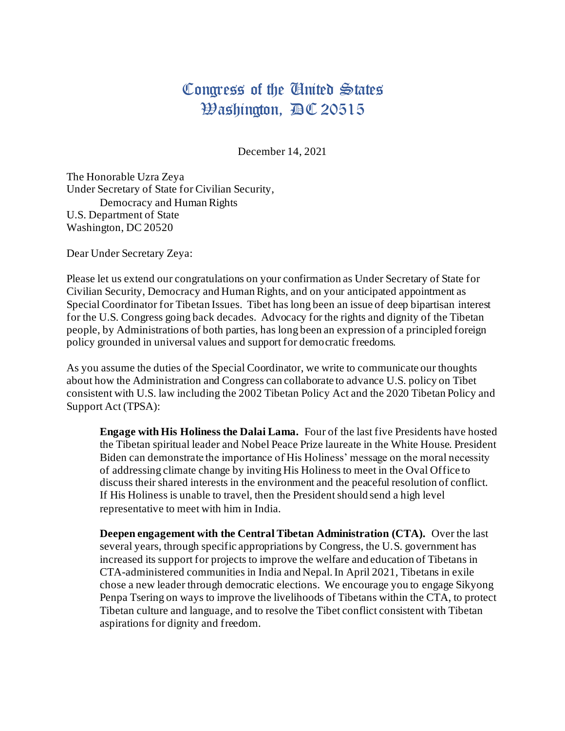# Congress of the United States
## Washington, DC 20515

December 14, 2021

The Honorable Uzra Zeya
Under Secretary of State for Civilian Security,
Democracy and Human Rights
U.S. Department of State
Washington, DC 20520

Dear Under Secretary Zeya:

Please let us extend our congratulations on your confirmation as Under Secretary of State for Civilian Security, Democracy and Human Rights, and on your anticipated appointment as Special Coordinator for Tibetan Issues. Tibet has long been an issue of deep bipartisan interest for the U.S. Congress going back decades. Advocacy for the rights and dignity of the Tibetan people, by Administrations of both parties, has long been an expression of a principled foreign policy grounded in universal values and support for democratic freedoms.

As you assume the duties of the Special Coordinator, we write to communicate our thoughts about how the Administration and Congress can collaborate to advance U.S. policy on Tibet consistent with U.S. law including the 2002 Tibetan Policy Act and the 2020 Tibetan Policy and Support Act (TPSA):

> **Engage with His Holiness the Dalai Lama.** Four of the last five Presidents have hosted the Tibetan spiritual leader and Nobel Peace Prize laureate in the White House. President Biden can demonstrate the importance of His Holiness' message on the moral necessity of addressing climate change by inviting His Holiness to meet in the Oval Office to discuss their shared interests in the environment and the peaceful resolution of conflict. If His Holiness is unable to travel, then the President should send a high level representative to meet with him in India.
>
> **Deepen engagement with the Central Tibetan Administration (CTA).** Over the last several years, through specific appropriations by Congress, the U.S. government has increased its support for projects to improve the welfare and education of Tibetans in CTA-administered communities in India and Nepal. In April 2021, Tibetans in exile chose a new leader through democratic elections. We encourage you to engage Sikyong Penpa Tsering on ways to improve the livelihoods of Tibetans within the CTA, to protect Tibetan culture and language, and to resolve the Tibet conflict consistent with Tibetan aspirations for dignity and freedom.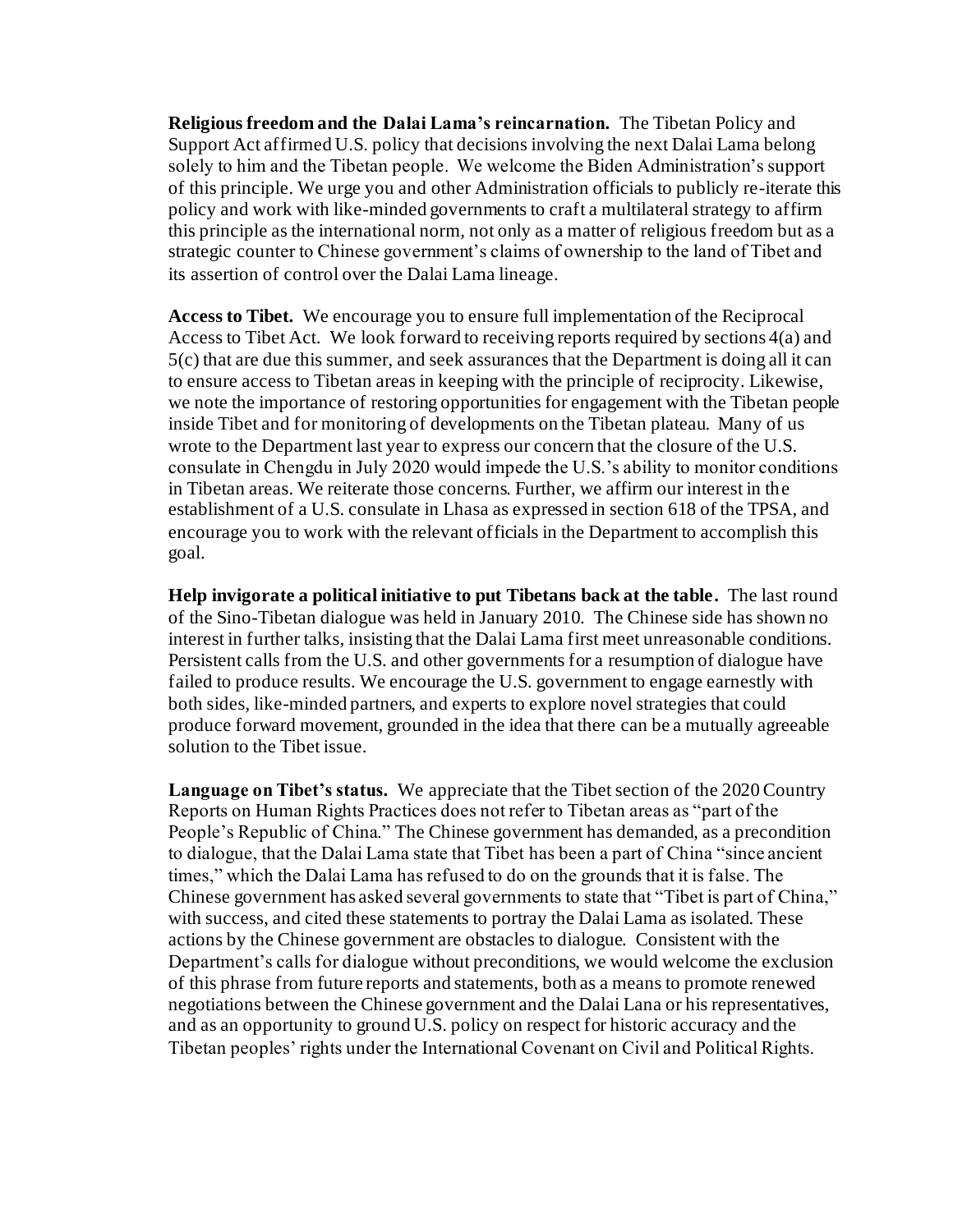**Religious freedom and the Dalai Lama's reincarnation.** The Tibetan Policy and Support Act affirmed U.S. policy that decisions involving the next Dalai Lama belong solely to him and the Tibetan people. We welcome the Biden Administration's support of this principle. We urge you and other Administration officials to publicly re-iterate this policy and work with like-minded governments to craft a multilateral strategy to affirm this principle as the international norm, not only as a matter of religious freedom but as a strategic counter to Chinese government's claims of ownership to the land of Tibet and its assertion of control over the Dalai Lama lineage.

**Access to Tibet.** We encourage you to ensure full implementation of the Reciprocal Access to Tibet Act. We look forward to receiving reports required by sections 4(a) and 5(c) that are due this summer, and seek assurances that the Department is doing all it can to ensure access to Tibetan areas in keeping with the principle of reciprocity. Likewise, we note the importance of restoring opportunities for engagement with the Tibetan people inside Tibet and for monitoring of developments on the Tibetan plateau. Many of us wrote to the Department last year to express our concern that the closure of the U.S. consulate in Chengdu in July 2020 would impede the U.S.'s ability to monitor conditions in Tibetan areas. We reiterate those concerns. Further, we affirm our interest in the establishment of a U.S. consulate in Lhasa as expressed in section 618 of the TPSA, and encourage you to work with the relevant officials in the Department to accomplish this goal.

**Help invigorate a political initiative to put Tibetans back at the table.** The last round of the Sino-Tibetan dialogue was held in January 2010. The Chinese side has shown no interest in further talks, insisting that the Dalai Lama first meet unreasonable conditions. Persistent calls from the U.S. and other governments for a resumption of dialogue have failed to produce results. We encourage the U.S. government to engage earnestly with both sides, like-minded partners, and experts to explore novel strategies that could produce forward movement, grounded in the idea that there can be a mutually agreeable solution to the Tibet issue.

**Language on Tibet's status.** We appreciate that the Tibet section of the 2020 Country Reports on Human Rights Practices does not refer to Tibetan areas as "part of the People's Republic of China." The Chinese government has demanded, as a precondition to dialogue, that the Dalai Lama state that Tibet has been a part of China "since ancient times," which the Dalai Lama has refused to do on the grounds that it is false. The Chinese government has asked several governments to state that "Tibet is part of China," with success, and cited these statements to portray the Dalai Lama as isolated. These actions by the Chinese government are obstacles to dialogue. Consistent with the Department's calls for dialogue without preconditions, we would welcome the exclusion of this phrase from future reports and statements, both as a means to promote renewed negotiations between the Chinese government and the Dalai Lana or his representatives, and as an opportunity to ground U.S. policy on respect for historic accuracy and the Tibetan peoples' rights under the International Covenant on Civil and Political Rights.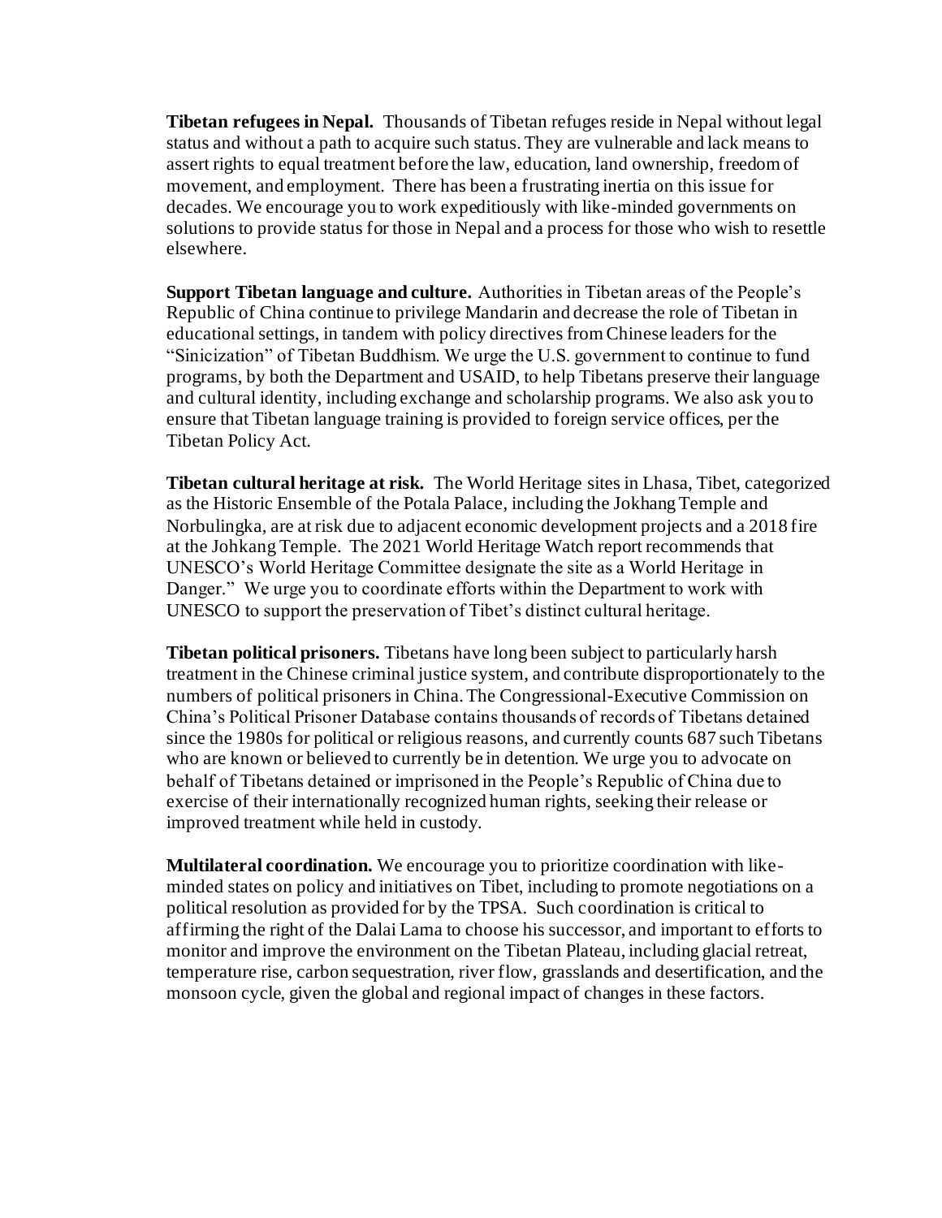**Tibetan refugees in Nepal.** Thousands of Tibetan refuges reside in Nepal without legal status and without a path to acquire such status. They are vulnerable and lack means to assert rights to equal treatment before the law, education, land ownership, freedom of movement, and employment. There has been a frustrating inertia on this issue for decades. We encourage you to work expeditiously with like-minded governments on solutions to provide status for those in Nepal and a process for those who wish to resettle elsewhere.

**Support Tibetan language and culture.** Authorities in Tibetan areas of the People's Republic of China continue to privilege Mandarin and decrease the role of Tibetan in educational settings, in tandem with policy directives from Chinese leaders for the "Sinicization" of Tibetan Buddhism. We urge the U.S. government to continue to fund programs, by both the Department and USAID, to help Tibetans preserve their language and cultural identity, including exchange and scholarship programs. We also ask you to ensure that Tibetan language training is provided to foreign service offices, per the Tibetan Policy Act.

**Tibetan cultural heritage at risk.** The World Heritage sites in Lhasa, Tibet, categorized as the Historic Ensemble of the Potala Palace, including the Jokhang Temple and Norbulingka, are at risk due to adjacent economic development projects and a 2018 fire at the Johkang Temple. The 2021 World Heritage Watch report recommends that UNESCO's World Heritage Committee designate the site as a World Heritage in Danger." We urge you to coordinate efforts within the Department to work with UNESCO to support the preservation of Tibet's distinct cultural heritage.

**Tibetan political prisoners.** Tibetans have long been subject to particularly harsh treatment in the Chinese criminal justice system, and contribute disproportionately to the numbers of political prisoners in China. The Congressional-Executive Commission on China's Political Prisoner Database contains thousands of records of Tibetans detained since the 1980s for political or religious reasons, and currently counts 687 such Tibetans who are known or believed to currently be in detention. We urge you to advocate on behalf of Tibetans detained or imprisoned in the People's Republic of China due to exercise of their internationally recognized human rights, seeking their release or improved treatment while held in custody.

**Multilateral coordination.** We encourage you to prioritize coordination with like-minded states on policy and initiatives on Tibet, including to promote negotiations on a political resolution as provided for by the TPSA. Such coordination is critical to affirming the right of the Dalai Lama to choose his successor, and important to efforts to monitor and improve the environment on the Tibetan Plateau, including glacial retreat, temperature rise, carbon sequestration, river flow, grasslands and desertification, and the monsoon cycle, given the global and regional impact of changes in these factors.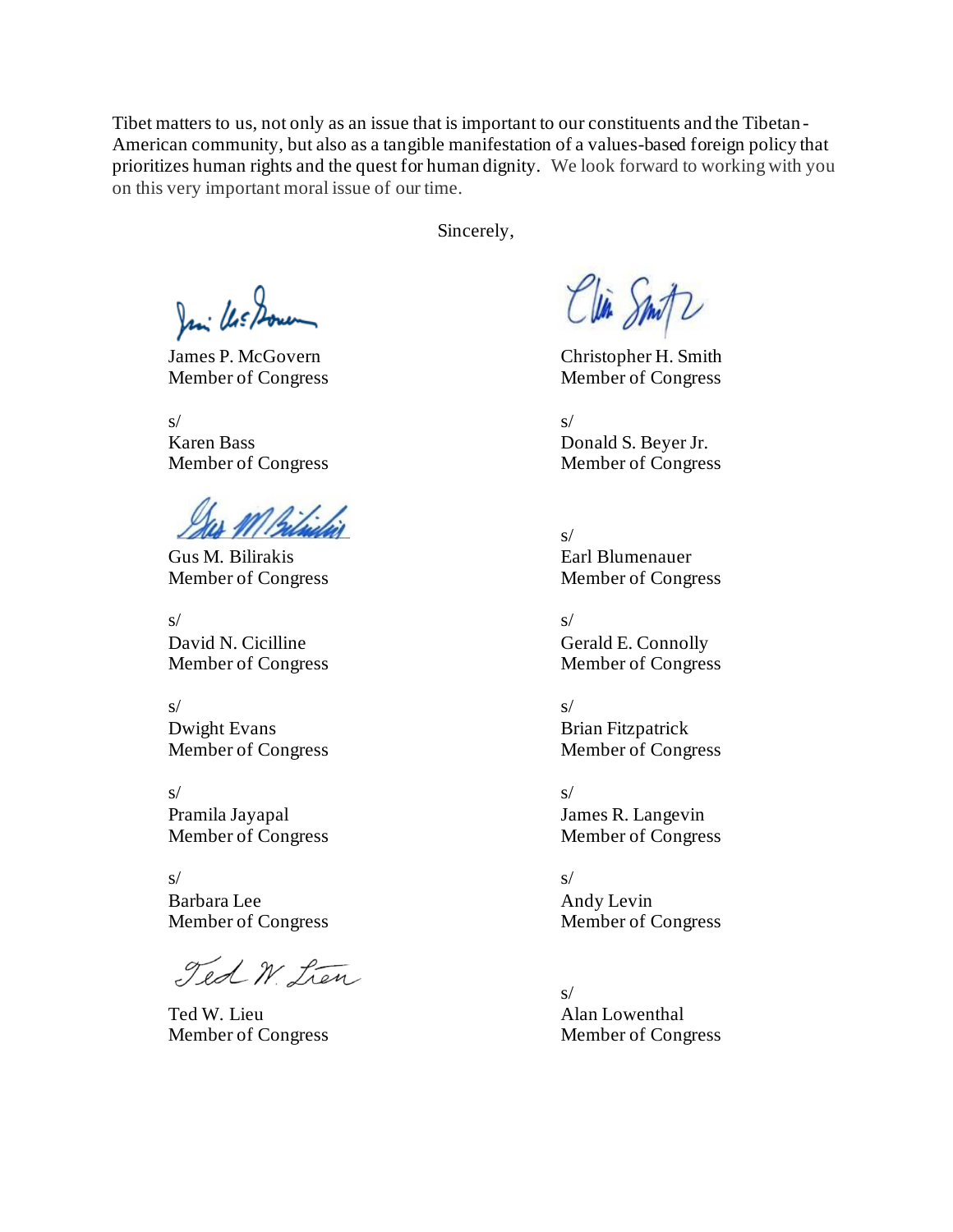Tibet matters to us, not only as an issue that is important to our constituents and the Tibetan-American community, but also as a tangible manifestation of a values-based foreign policy that prioritizes human rights and the quest for human dignity. We look forward to working with you on this very important moral issue of our time.

Sincerely,

James P. McGovern
Member of Congress

Christopher H. Smith
Member of Congress

s/
Karen Bass
Member of Congress

s/
Donald S. Beyer Jr.
Member of Congress

Gus M. Bilirakis
Member of Congress

s/
Earl Blumenauer
Member of Congress

s/
David N. Cicilline
Member of Congress

s/
Gerald E. Connolly
Member of Congress

s/
Dwight Evans
Member of Congress

s/
Brian Fitzpatrick
Member of Congress

s/
Pramila Jayapal
Member of Congress

s/
James R. Langevin
Member of Congress

s/
Barbara Lee
Member of Congress

s/
Andy Levin
Member of Congress

Ted W. Lieu
Member of Congress

s/
Alan Lowenthal
Member of Congress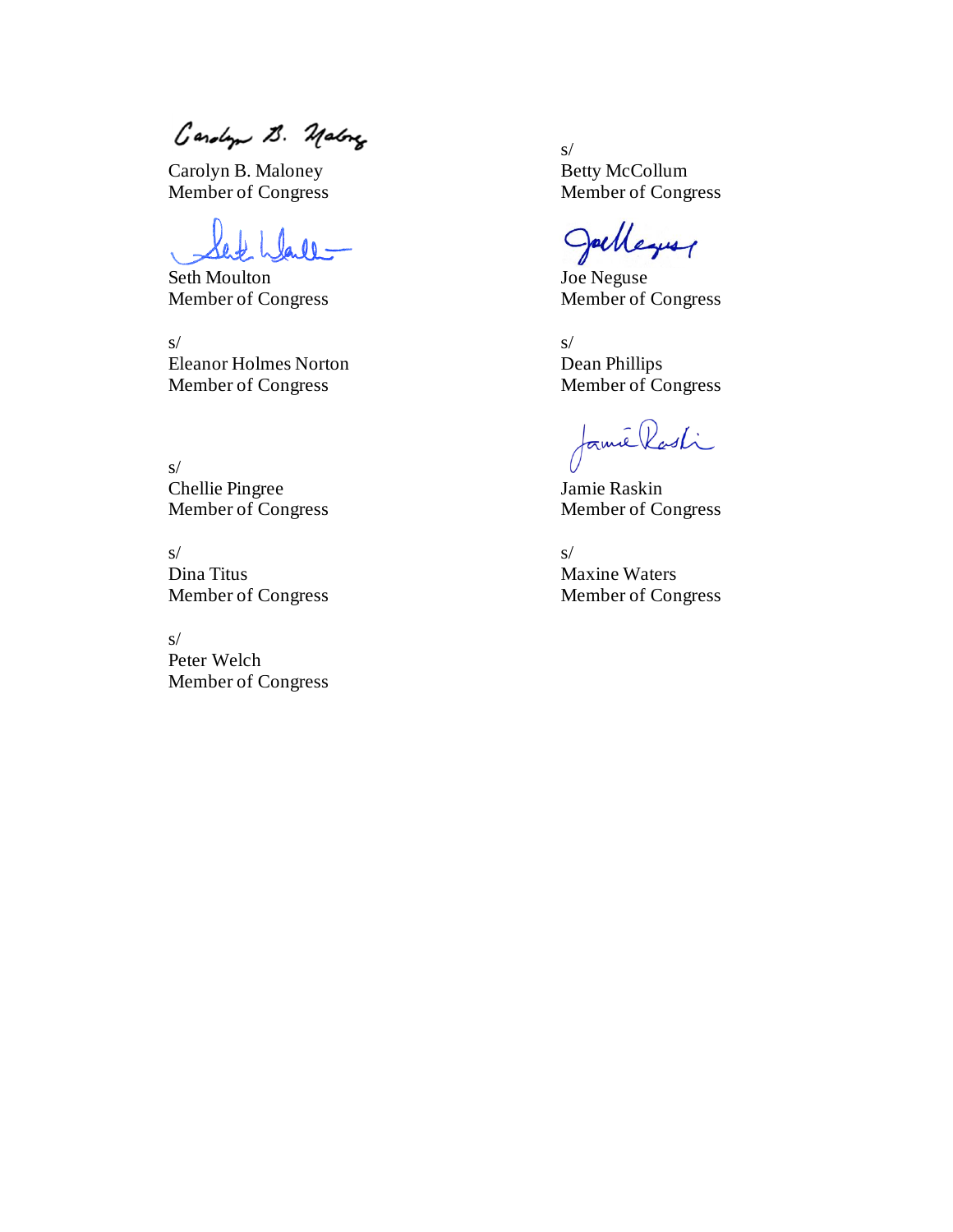Carolyn B. Maloney
Member of Congress

s/
Betty McCollum
Member of Congress

Seth Moulton
Member of Congress

Joe Neguse
Member of Congress

s/
Eleanor Holmes Norton
Member of Congress

s/
Dean Phillips
Member of Congress

s/
Chellie Pingree
Member of Congress

Jamie Raskin
Member of Congress

s/
Dina Titus
Member of Congress

s/
Maxine Waters
Member of Congress

s/
Peter Welch
Member of Congress